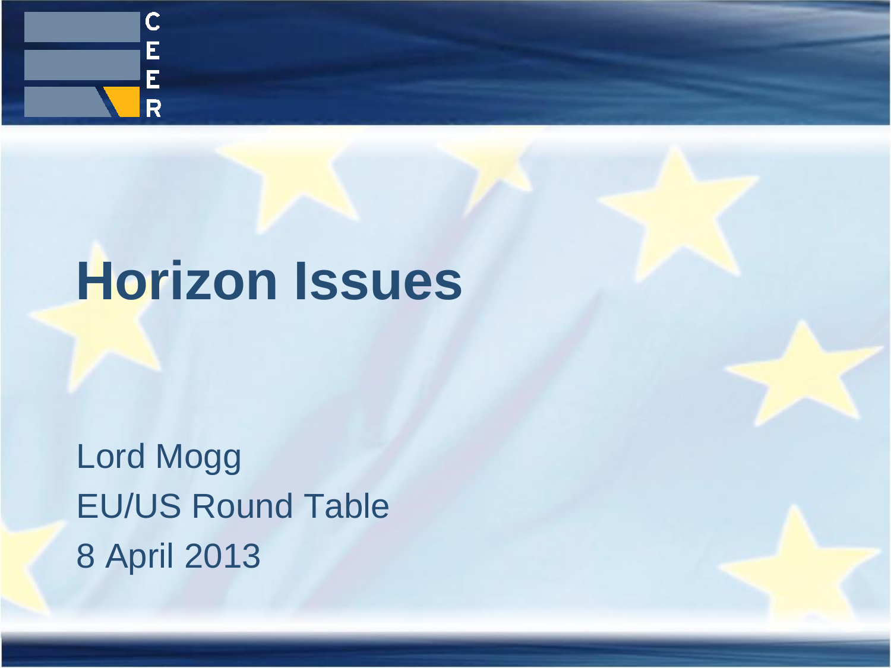# Horizon Issues

Lord Mogg

EU/US Round Table

8 April 2013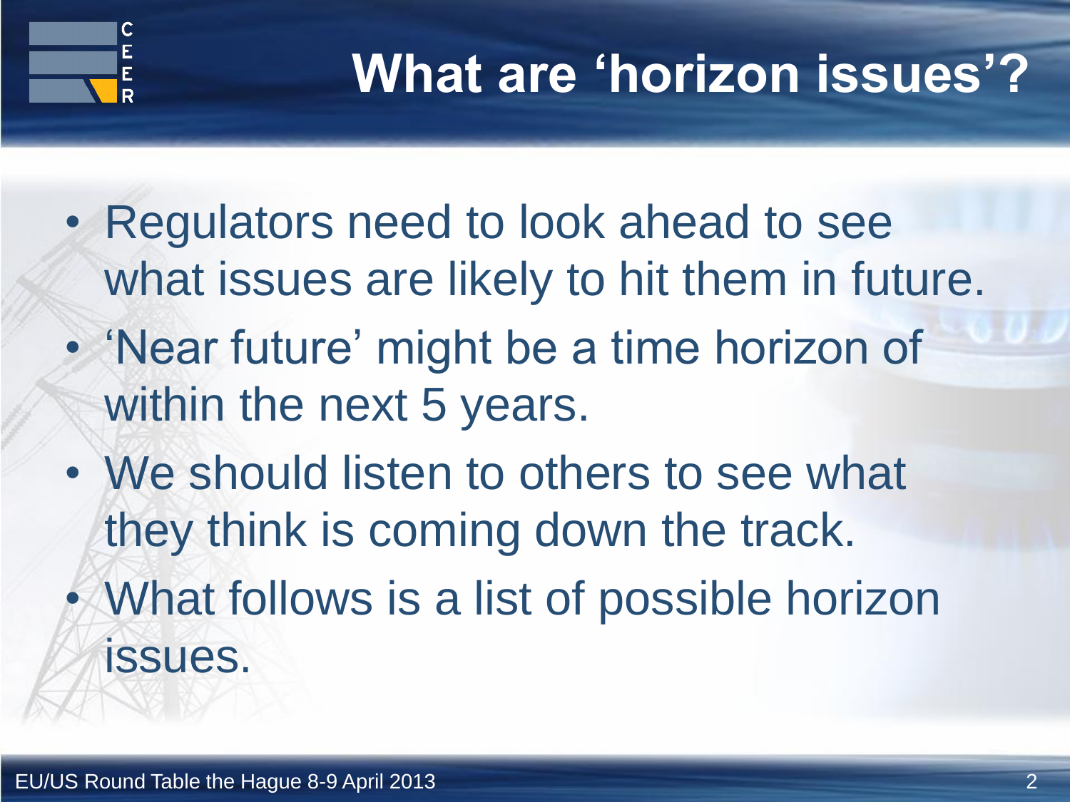# What are ‘horizon issues’?

- Regulators need to look ahead to see what issues are likely to hit them in future.
- ‘Near future’ might be a time horizon of within the next 5 years.
- We should listen to others to see what they think is coming down the track.
- What follows is a list of possible horizon issues.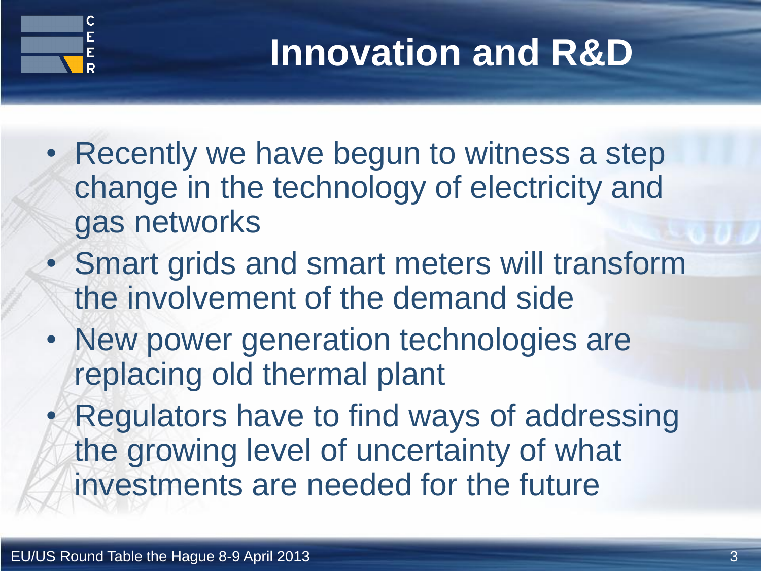# Innovation and R&D

- Recently we have begun to witness a step change in the technology of electricity and gas networks
- Smart grids and smart meters will transform the involvement of the demand side
- New power generation technologies are replacing old thermal plant
- Regulators have to find ways of addressing the growing level of uncertainty of what investments are needed for the future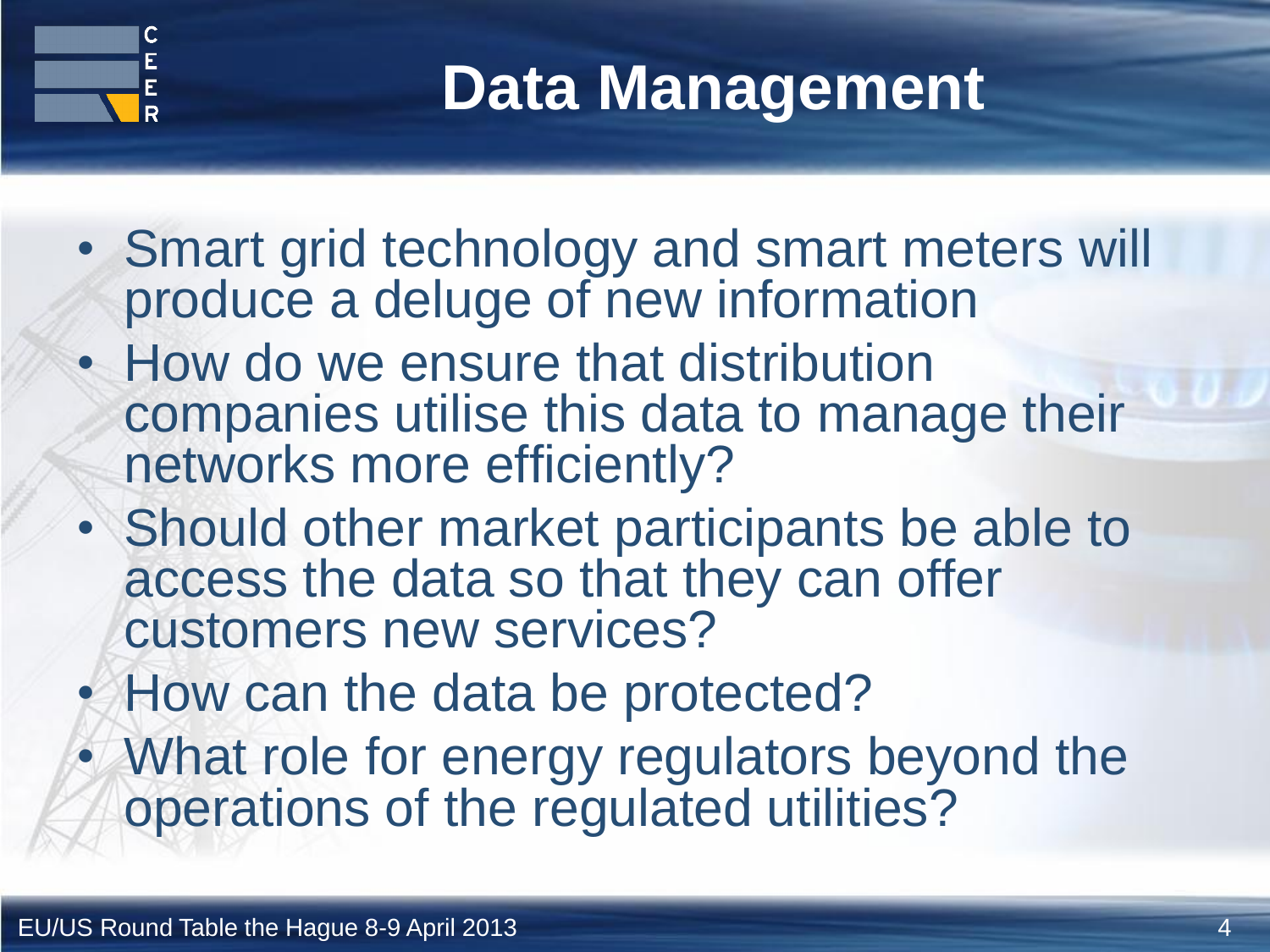# Data Management

- Smart grid technology and smart meters will produce a deluge of new information
- How do we ensure that distribution companies utilise this data to manage their networks more efficiently?
- Should other market participants be able to access the data so that they can offer customers new services?
- How can the data be protected?
- What role for energy regulators beyond the operations of the regulated utilities?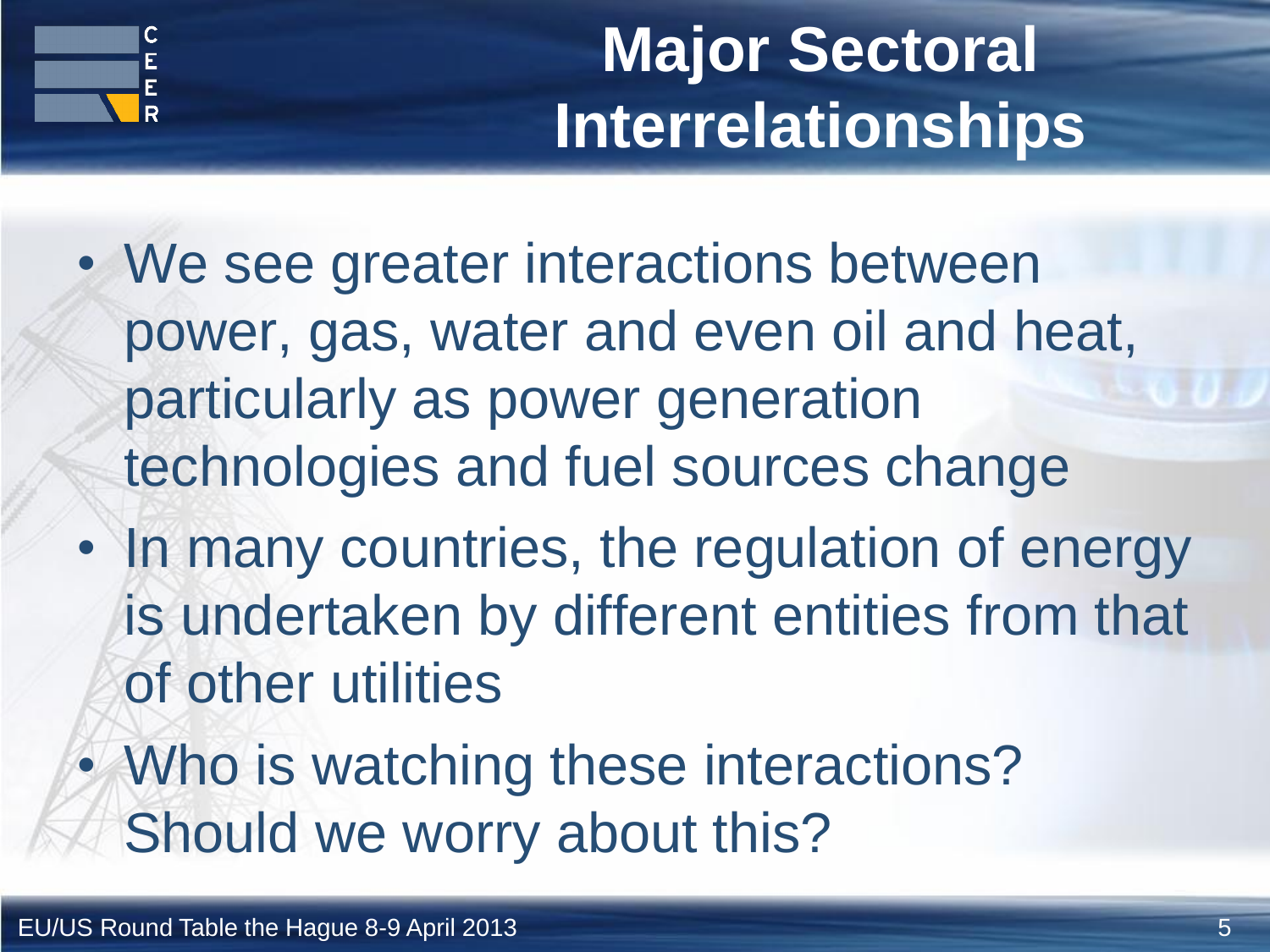# Major Sectoral Interrelationships

- We see greater interactions between power, gas, water and even oil and heat, particularly as power generation technologies and fuel sources change
- In many countries, the regulation of energy is undertaken by different entities from that of other utilities
- Who is watching these interactions? Should we worry about this?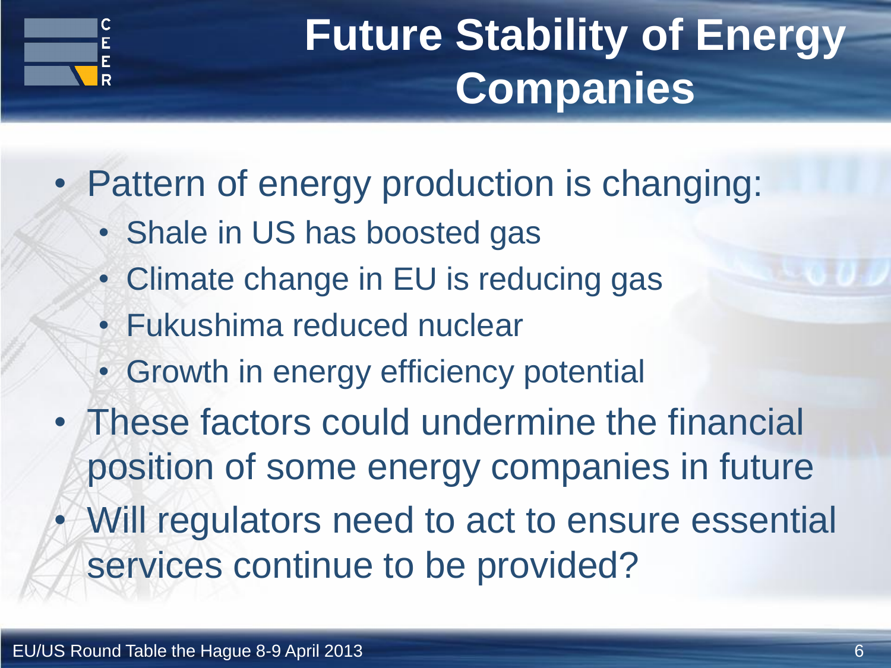# Future Stability of Energy Companies

- Pattern of energy production is changing:
  - Shale in US has boosted gas
  - Climate change in EU is reducing gas
  - Fukushima reduced nuclear
  - Growth in energy efficiency potential
- These factors could undermine the financial position of some energy companies in future
- Will regulators need to act to ensure essential services continue to be provided?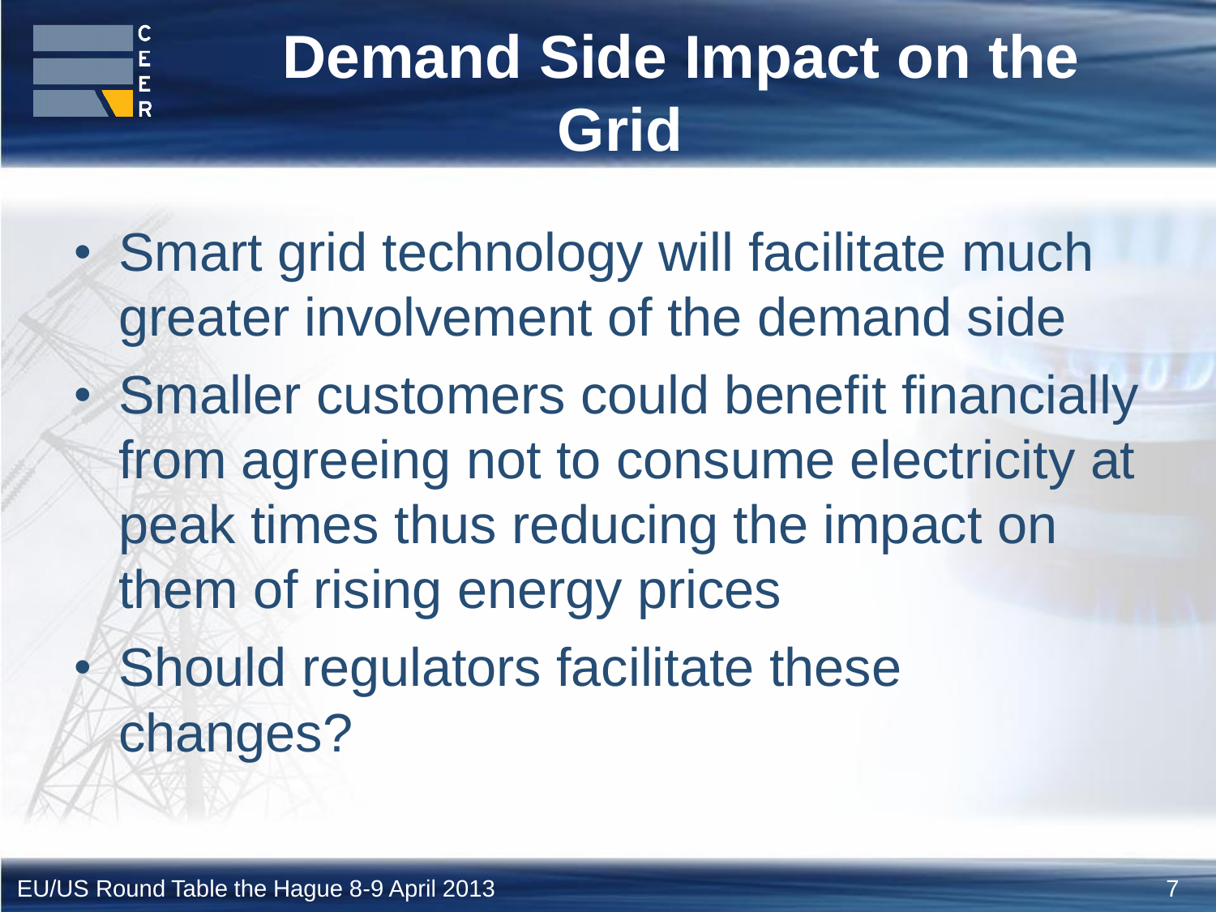# Demand Side Impact on the Grid

- Smart grid technology will facilitate much greater involvement of the demand side
- Smaller customers could benefit financially from agreeing not to consume electricity at peak times thus reducing the impact on them of rising energy prices
- Should regulators facilitate these changes?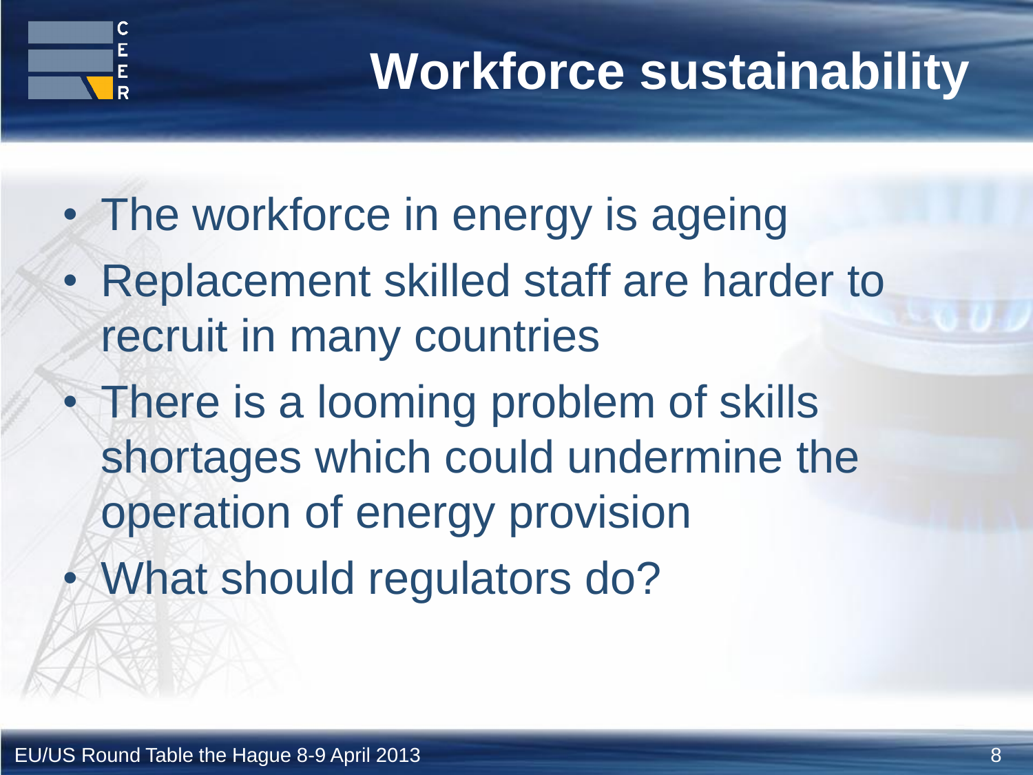# Workforce sustainability

- The workforce in energy is ageing
- Replacement skilled staff are harder to recruit in many countries
- There is a looming problem of skills shortages which could undermine the operation of energy provision
- What should regulators do?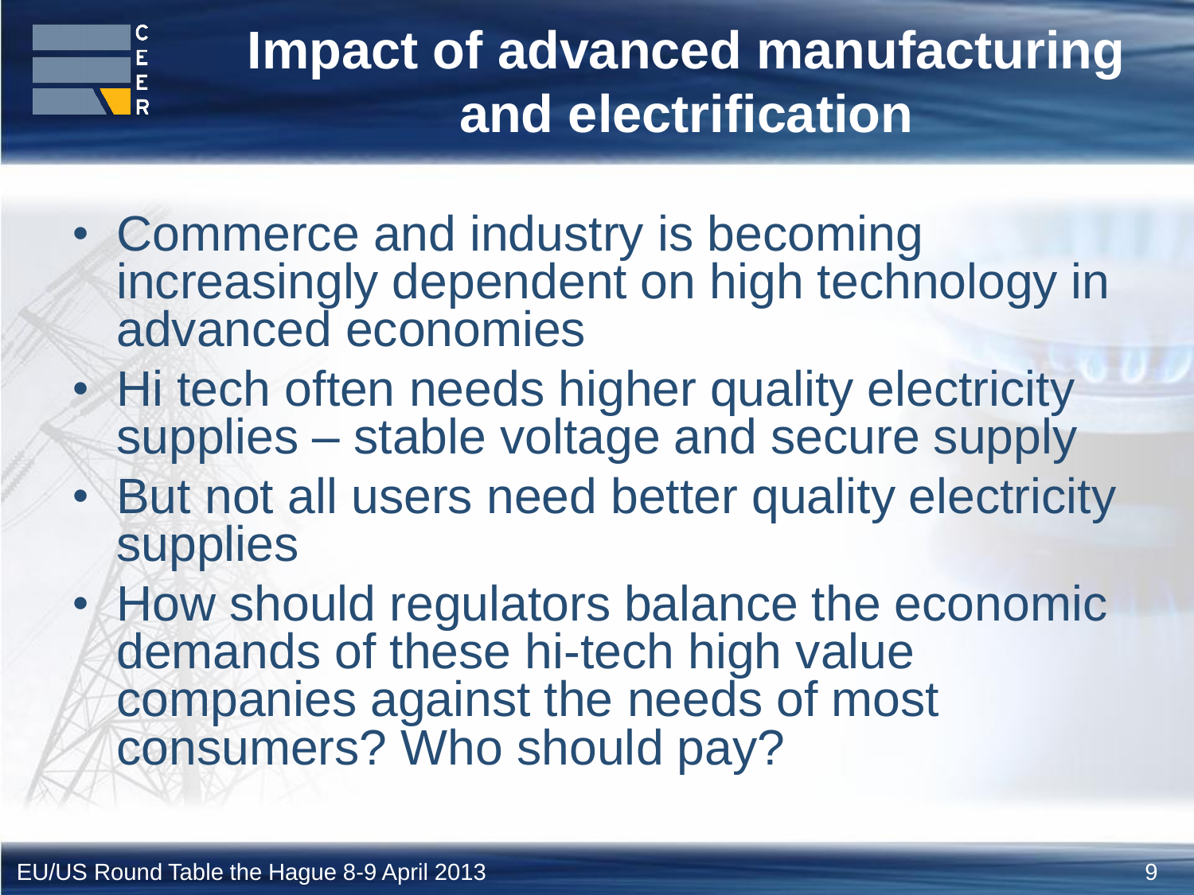# Impact of advanced manufacturing and electrification

- Commerce and industry is becoming increasingly dependent on high technology in advanced economies
- Hi tech often needs higher quality electricity supplies – stable voltage and secure supply
- But not all users need better quality electricity supplies
- How should regulators balance the economic demands of these hi-tech high value companies against the needs of most consumers? Who should pay?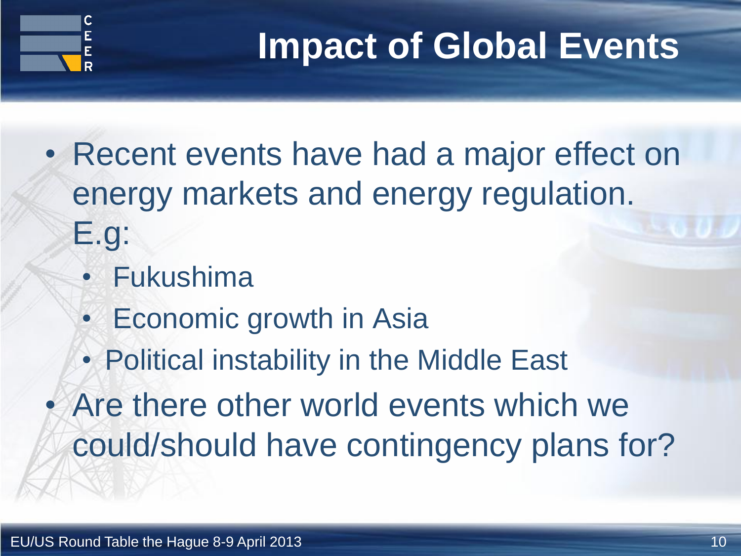# Impact of Global Events

- Recent events have had a major effect on energy markets and energy regulation. E.g:
  - Fukushima
  - Economic growth in Asia
  - Political instability in the Middle East
- Are there other world events which we could/should have contingency plans for?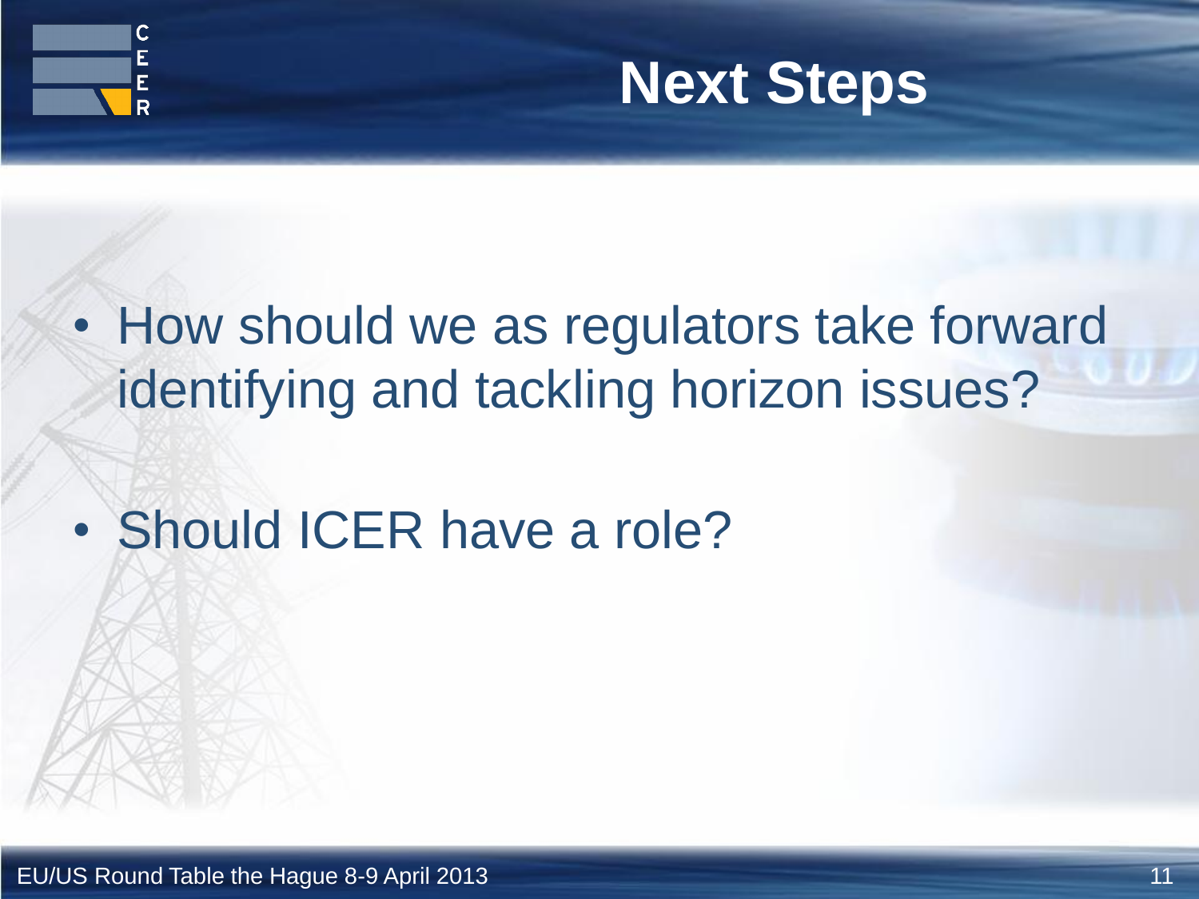# Next Steps

- How should we as regulators take forward identifying and tackling horizon issues?
- Should ICER have a role?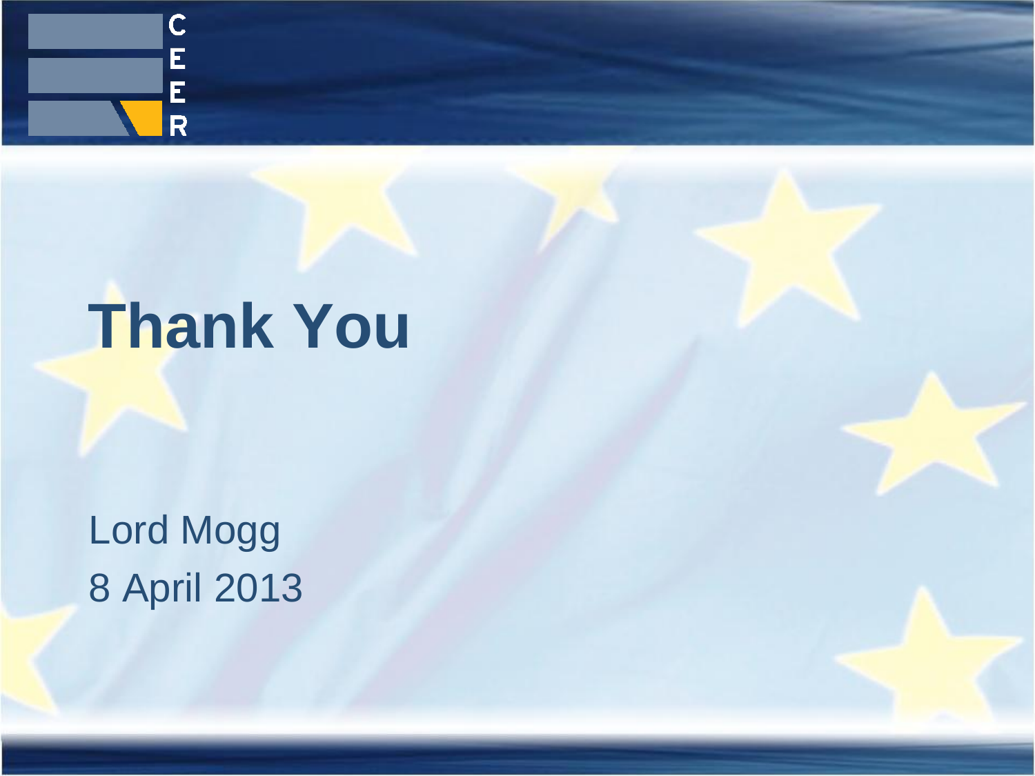# Thank You

Lord Mogg

8 April 2013